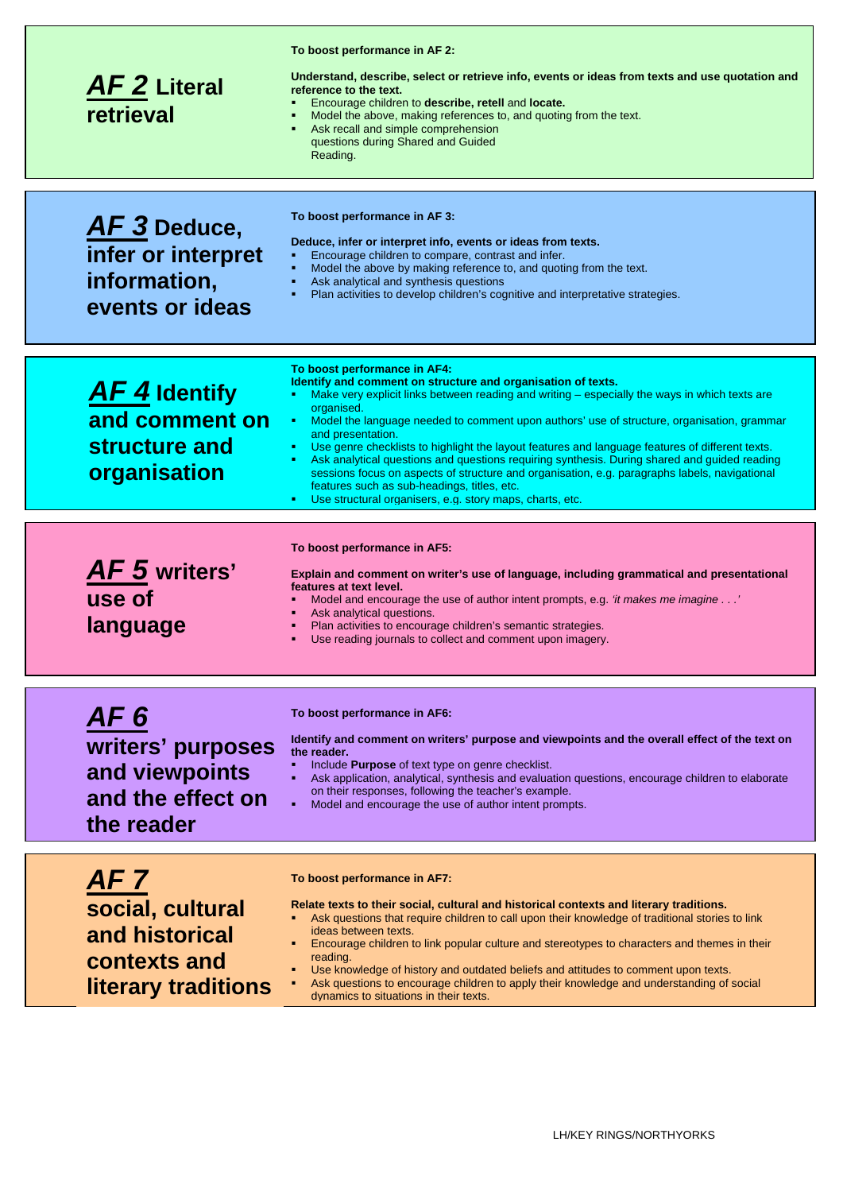## *AF 2* Literal retrieval

**To boost performance in AF 2:**

**Understand, describe, select or retrieve info, events or ideas from texts and use quotation and reference to the text.**

- Encourage children to **describe, retell** and **locate.**
- Model the above, making references to, and quoting from the text.
- Ask recall and simple comprehension questions during Shared and Guided Reading.

## *AF 3* Deduce, infer or interpret information, events or ideas

**To boost performance in AF 3:**

**Deduce, infer or interpret info, events or ideas from texts.**

- Encourage children to compare, contrast and infer.
- Model the above by making reference to, and quoting from the text.
- Ask analytical and synthesis questions
- Plan activities to develop children's cognitive and interpretative strategies.

## *AF 4* Identify and comment on structure and organisation

**To boost performance in AF4:**
**Identify and comment on structure and organisation of texts.**

- Make very explicit links between reading and writing – especially the ways in which texts are organised.
- Model the language needed to comment upon authors' use of structure, organisation, grammar and presentation.
- Use genre checklists to highlight the layout features and language features of different texts.
- Ask analytical questions and questions requiring synthesis. During shared and guided reading sessions focus on aspects of structure and organisation, e.g. paragraphs labels, navigational features such as sub-headings, titles, etc.
- Use structural organisers, e.g. story maps, charts, etc.

## *AF 5* writers' use of language

**To boost performance in AF5:**

**Explain and comment on writer's use of language, including grammatical and presentational features at text level.**

- Model and encourage the use of author intent prompts, e.g. *'it makes me imagine . . .'*
- Ask analytical questions.
- Plan activities to encourage children's semantic strategies.
- Use reading journals to collect and comment upon imagery.

## *AF 6* writers' purposes and viewpoints and the effect on the reader

**To boost performance in AF6:**

**Identify and comment on writers' purpose and viewpoints and the overall effect of the text on the reader.**

- Include **Purpose** of text type on genre checklist.
- Ask application, analytical, synthesis and evaluation questions, encourage children to elaborate on their responses, following the teacher's example.
- Model and encourage the use of author intent prompts.

## *AF 7* social, cultural and historical contexts and literary traditions

**To boost performance in AF7:**

**Relate texts to their social, cultural and historical contexts and literary traditions.**

- Ask questions that require children to call upon their knowledge of traditional stories to link ideas between texts.
- Encourage children to link popular culture and stereotypes to characters and themes in their reading.
- Use knowledge of history and outdated beliefs and attitudes to comment upon texts.
- Ask questions to encourage children to apply their knowledge and understanding of social dynamics to situations in their texts.

LH/KEY RINGS/NORTHYORKS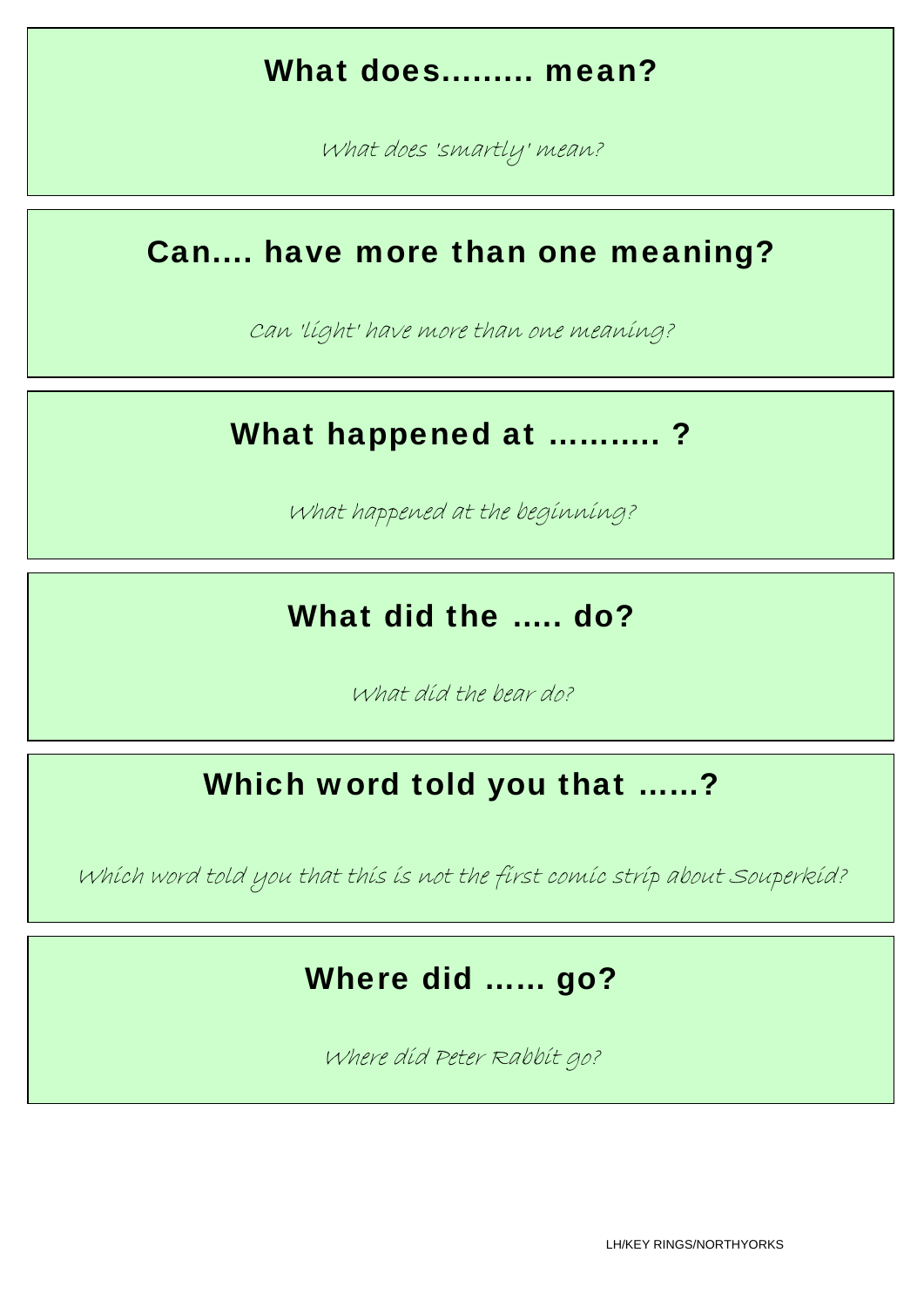## What does......... mean?

*What does 'smartly' mean?*

## Can.... have more than one meaning?

*Can 'light' have more than one meaning?*

## What happened at .......... ?

*What happened at the beginning?*

## What did the ..... do?

*What did the bear do?*

## Which word told you that ......?

*Which word told you that this is not the first comic strip about Souperkid?*

## Where did ...... go?

*Where did Peter Rabbit go?*

LH/KEY RINGS/NORTHYORKS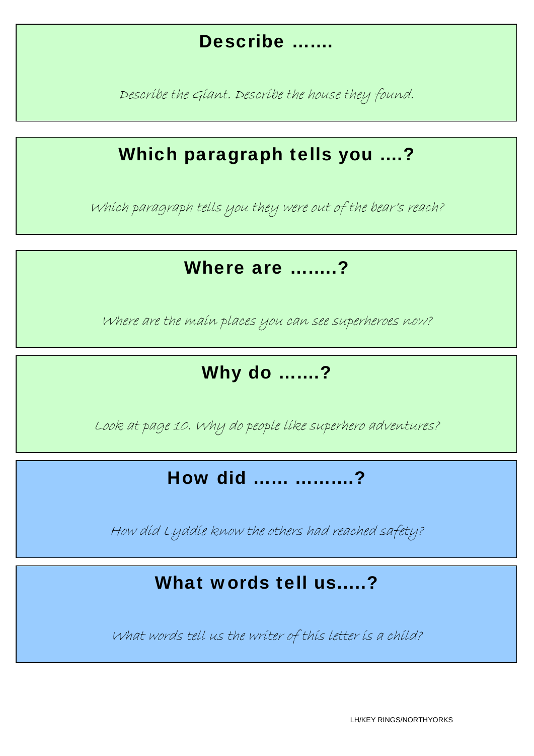## Describe .......

*Describe the Giant. Describe the house they found.*

## Which paragraph tells you ....?

*Which paragraph tells you they were out of the bear's reach?*

## Where are ........?

*Where are the main places you can see superheroes now?*

## Why do .......?

*Look at page 10. Why do people like superhero adventures?*

## How did ...... ..........?

*How did Lyddie know the others had reached safety?*

## What words tell us.....?

*What words tell us the writer of this letter is a child?*

LH/KEY RINGS/NORTHYORKS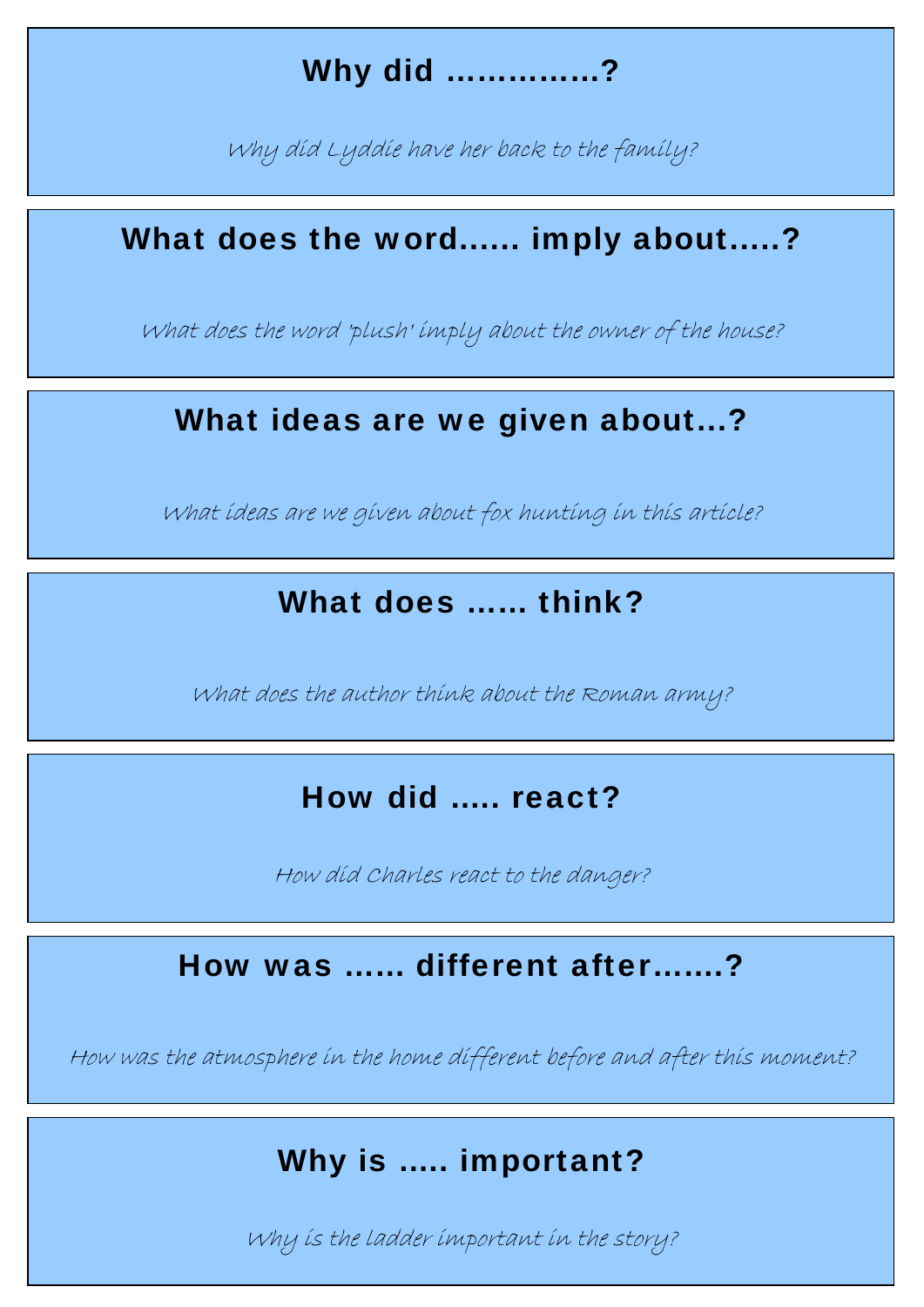**Why did ……………?**

*Why did Lyddie have her back to the family?*

**What does the word…… imply about…..?**

*What does the word 'plush' imply about the owner of the house?*

**What ideas are we given about…?**

*What ideas are we given about fox hunting in this article?*

**What does …… think?**

*What does the author think about the Roman army?*

**How did ….. react?**

*How did Charles react to the danger?*

**How was …… different after…….?**

*How was the atmosphere in the home different before and after this moment?*

**Why is ….. important?**

*Why is the ladder important in the story?*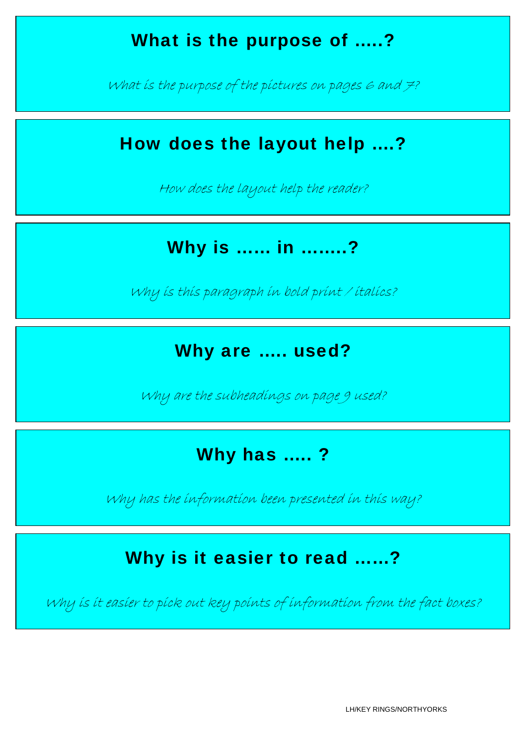## What is the purpose of .....?

*What is the purpose of the pictures on pages 6 and 7?*

## How does the layout help ....?

*How does the layout help the reader?*

## Why is ...... in ........?

*Why is this paragraph in bold print / italics?*

## Why are ..... used?

*Why are the subheadings on page 9 used?*

## Why has ..... ?

*Why has the information been presented in this way?*

## Why is it easier to read ......?

*Why is it easier to pick out key points of information from the fact boxes?*

LH/KEY RINGS/NORTHYORKS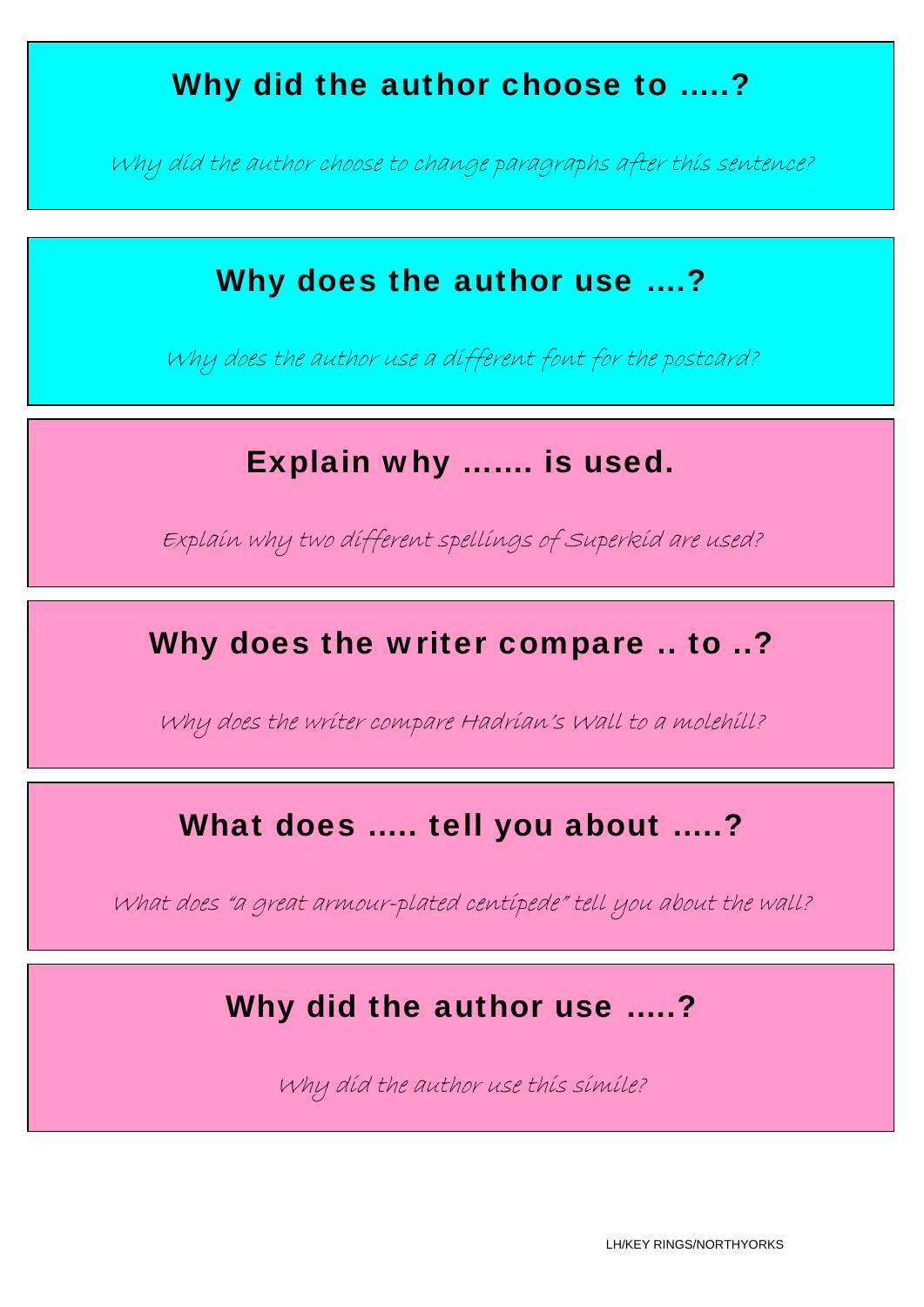## Why did the author choose to .....?

*Why did the author choose to change paragraphs after this sentence?*

## Why does the author use ....?

*Why does the author use a different font for the postcard?*

## Explain why ....... is used.

*Explain why two different spellings of Superkid are used?*

## Why does the writer compare .. to ..?

*Why does the writer compare Hadrian's Wall to a molehill?*

## What does ..... tell you about .....?

*What does "a great armour-plated centipede" tell you about the wall?*

## Why did the author use .....?

*Why did the author use this simile?*

LH/KEY RINGS/NORTHYORKS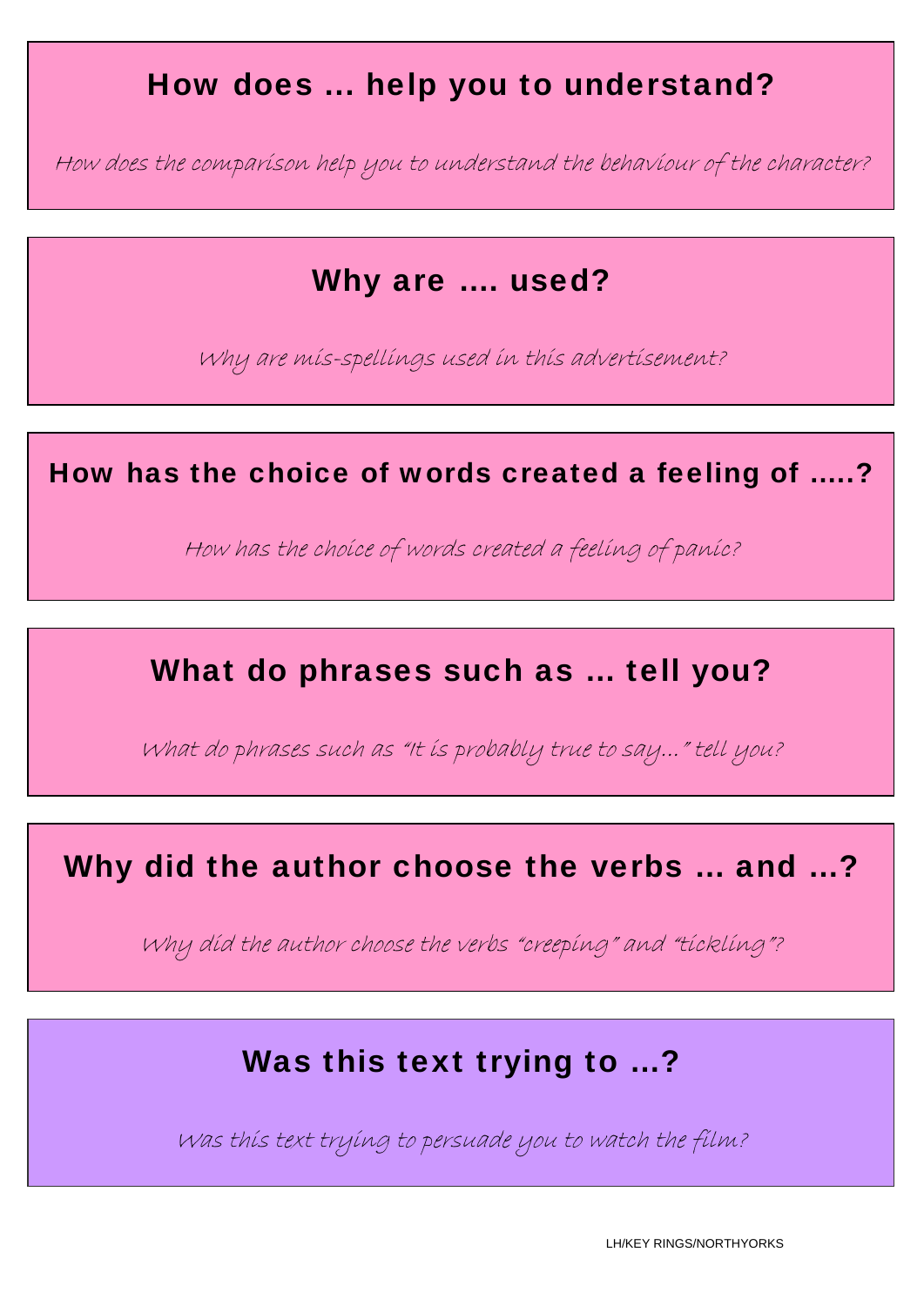## How does ... help you to understand?

*How does the comparison help you to understand the behaviour of the character?*

## Why are .... used?

*Why are mis-spellings used in this advertisement?*

## How has the choice of words created a feeling of .....?

*How has the choice of words created a feeling of panic?*

## What do phrases such as ... tell you?

*What do phrases such as "It is probably true to say..." tell you?*

## Why did the author choose the verbs ... and ...?

*Why did the author choose the verbs "creeping" and "tickling"?*

## Was this text trying to ...?

*Was this text trying to persuade you to watch the film?*

LH/KEY RINGS/NORTHYORKS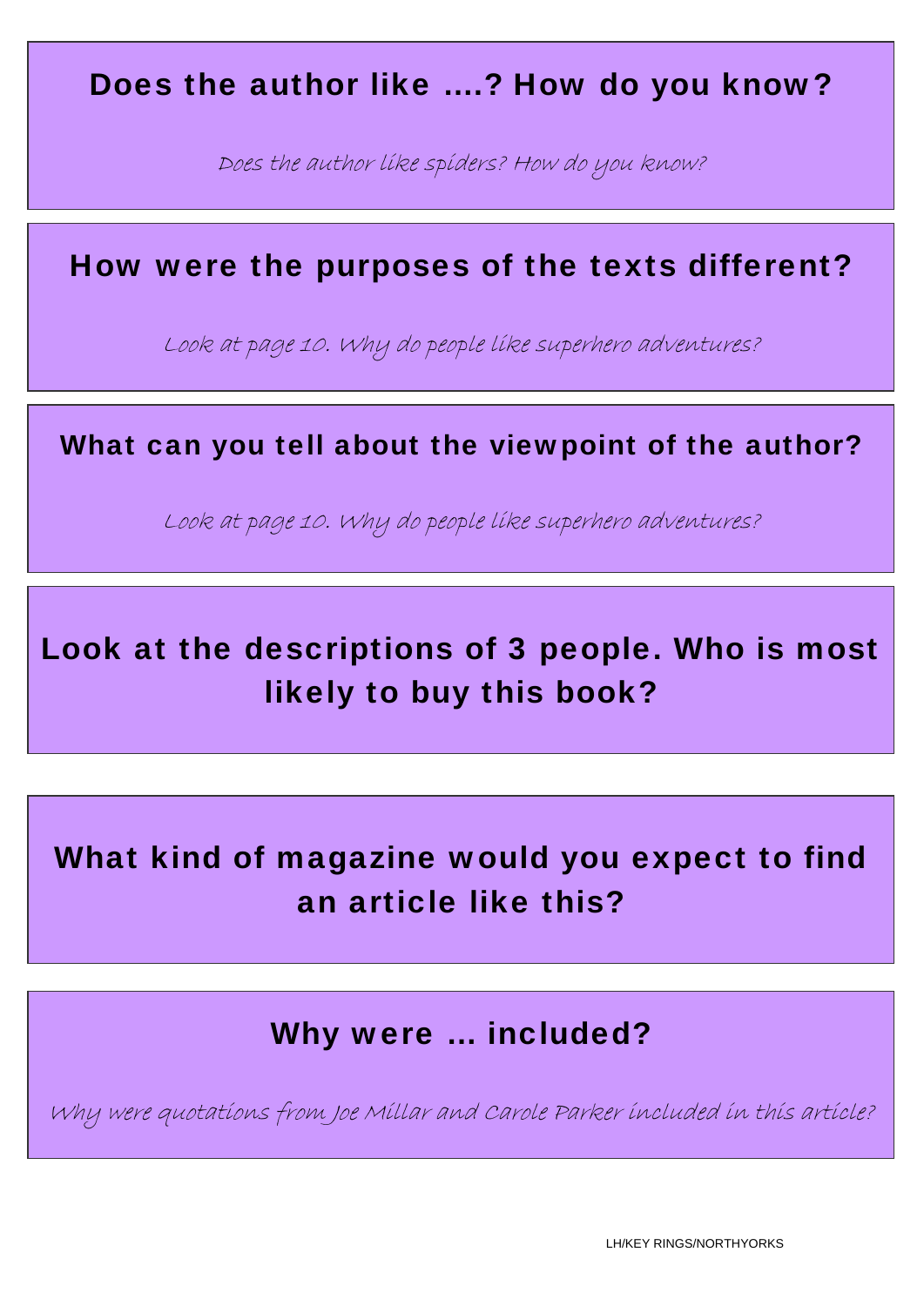**Does the author like ....? How do you know?**

*Does the author like spiders? How do you know?*

**How were the purposes of the texts different?**

*Look at page 10. Why do people like superhero adventures?*

**What can you tell about the viewpoint of the author?**

*Look at page 10. Why do people like superhero adventures?*

**Look at the descriptions of 3 people. Who is most likely to buy this book?**

**What kind of magazine would you expect to find an article like this?**

**Why were … included?**

*Why were quotations from Joe Millar and Carole Parker included in this article?*

LH/KEY RINGS/NORTHYORKS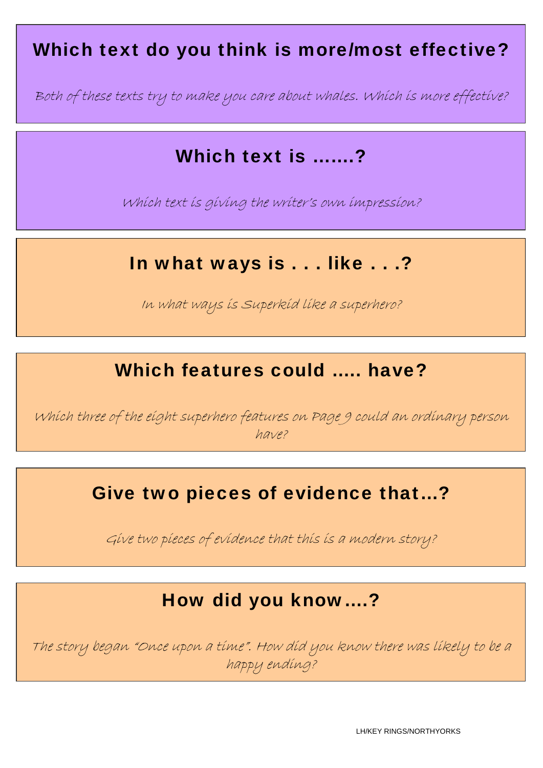## Which text do you think is more/most effective?

*Both of these texts try to make you care about whales. Which is more effective?*

## Which text is .......?

*Which text is giving the writer's own impression?*

## In what ways is . . . like . . .?

*In what ways is Superkid like a superhero?*

## Which features could ..... have?

*Which three of the eight superhero features on Page 9 could an ordinary person have?*

## Give two pieces of evidence that...?

*Give two pieces of evidence that this is a modern story?*

## How did you know....?

*The story began "Once upon a time". How did you know there was likely to be a happy ending?*

LH/KEY RINGS/NORTHYORKS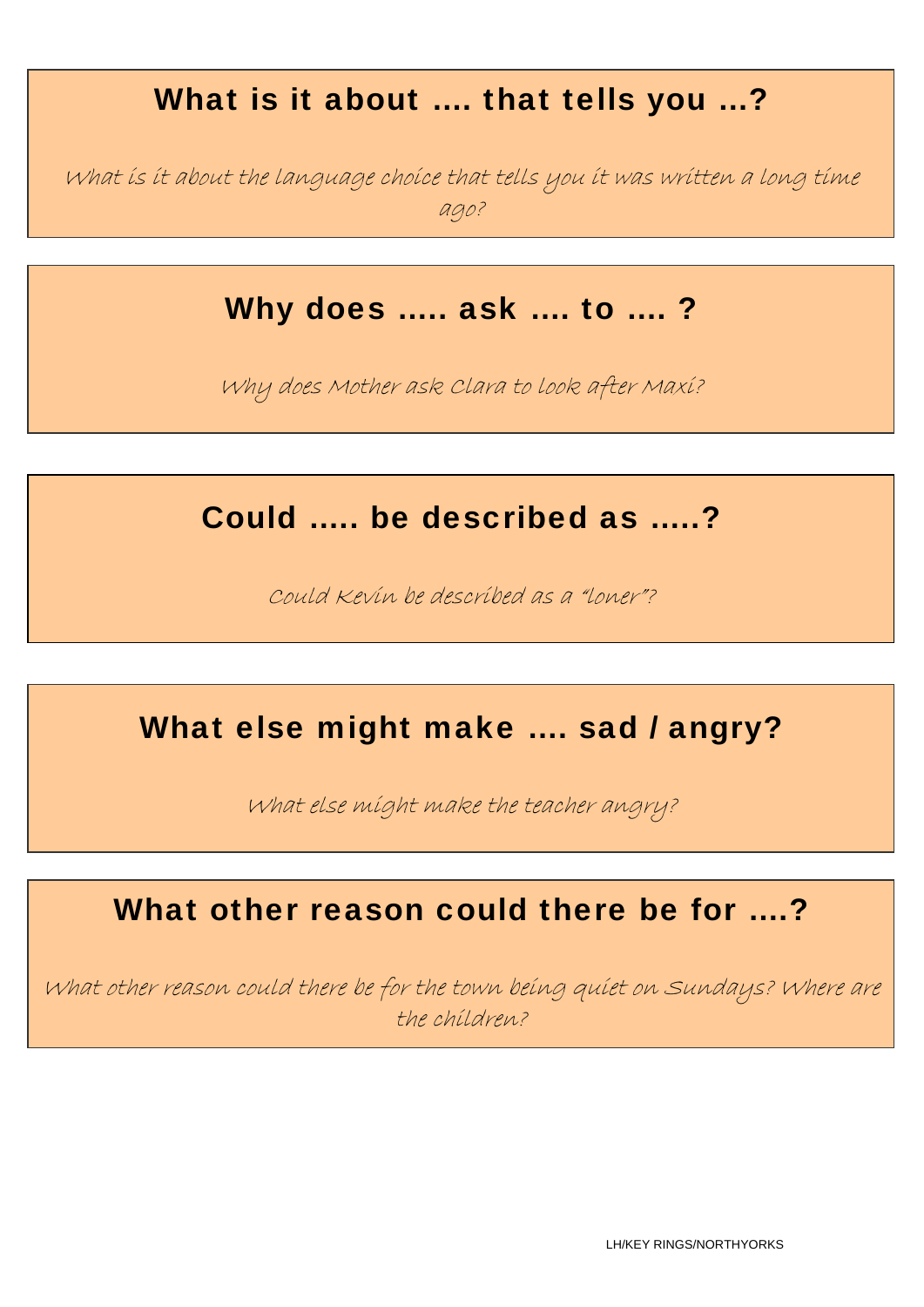## What is it about .... that tells you ...?

*What is it about the language choice that tells you it was written a long time ago?*

## Why does ..... ask .... to .... ?

*Why does Mother ask Clara to look after Maxi?*

## Could ..... be described as .....?

*Could Kevin be described as a "loner"?*

## What else might make .... sad / angry?

*What else might make the teacher angry?*

## What other reason could there be for ....?

*What other reason could there be for the town being quiet on Sundays? Where are the children?*

LH/KEY RINGS/NORTHYORKS